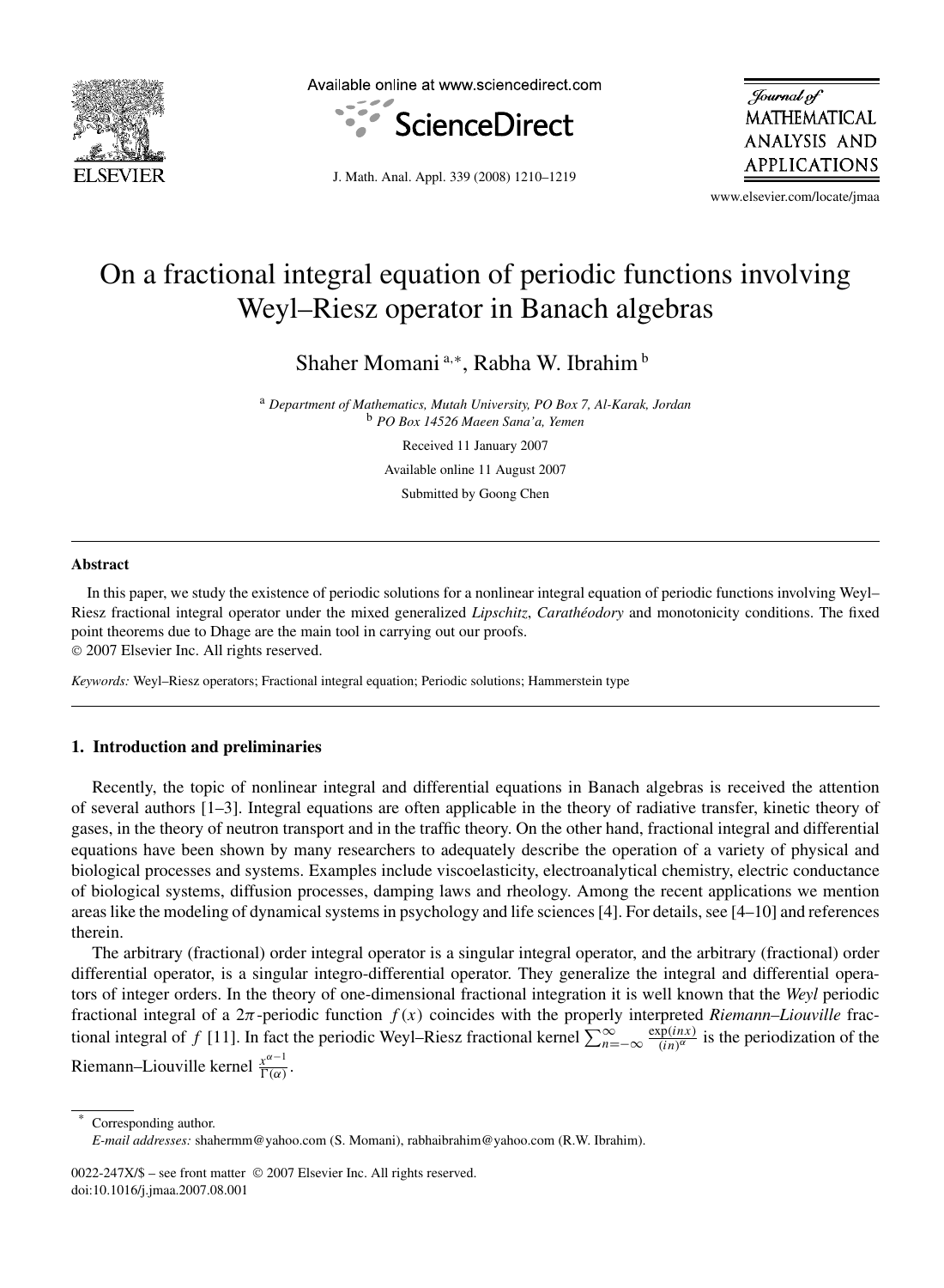// Journal header: omit? The header includes journal metadata. Keep title etc.

# On a fractional integral equation of periodic functions involving Weyl–Riesz operator in Banach algebras

Shaher Momani [a,*], Rabha W. Ibrahim [b]

[a] *Department of Mathematics, Mutah University, PO Box 7, Al-Karak, Jordan*
[b] *PO Box 14526 Maeen Sana'a, Yemen*

Received 11 January 2007

Available online 11 August 2007

Submitted by Goong Chen

## Abstract

In this paper, we study the existence of periodic solutions for a nonlinear integral equation of periodic functions involving Weyl–Riesz fractional integral operator under the mixed generalized *Lipschitz*, *Carathéodory* and monotonicity conditions. The fixed point theorems due to Dhage are the main tool in carrying out our proofs.

© 2007 Elsevier Inc. All rights reserved.

*Keywords:* Weyl–Riesz operators; Fractional integral equation; Periodic solutions; Hammerstein type

## 1. Introduction and preliminaries

Recently, the topic of nonlinear integral and differential equations in Banach algebras is received the attention of several authors [1–3]. Integral equations are often applicable in the theory of radiative transfer, kinetic theory of gases, in the theory of neutron transport and in the traffic theory. On the other hand, fractional integral and differential equations have been shown by many researchers to adequately describe the operation of a variety of physical and biological processes and systems. Examples include viscoelasticity, electroanalytical chemistry, electric conductance of biological systems, diffusion processes, damping laws and rheology. Among the recent applications we mention areas like the modeling of dynamical systems in psychology and life sciences [4]. For details, see [4–10] and references therein.

The arbitrary (fractional) order integral operator is a singular integral operator, and the arbitrary (fractional) order differential operator, is a singular integro-differential operator. They generalize the integral and differential operators of integer orders. In the theory of one-dimensional fractional integration it is well known that the *Weyl* periodic fractional integral of a $2\pi$-periodic function $f(x)$ coincides with the properly interpreted *Riemann–Liouville* fractional integral of $f$ [11]. In fact the periodic Weyl–Riesz fractional kernel $\sum_{n=-\infty}^{\infty} \frac{\exp(inx)}{(in)^{\alpha}}$ is the periodization of the Riemann–Liouville kernel $\frac{x^{\alpha-1}}{\Gamma(\alpha)}$.

* Corresponding author.
*E-mail addresses:* shahermm@yahoo.com (S. Momani), rabhaibrahim@yahoo.com (R.W. Ibrahim).

0022-247X/$ – see front matter © 2007 Elsevier Inc. All rights reserved.
doi:10.1016/j.jmaa.2007.08.001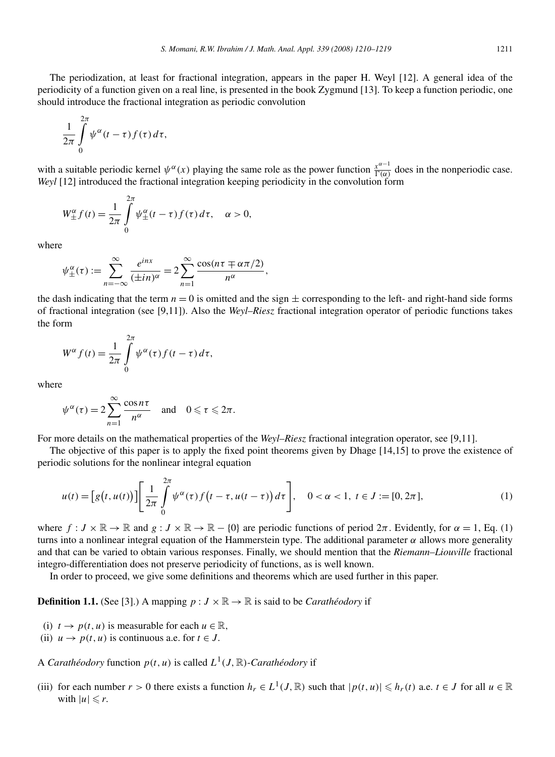The periodization, at least for fractional integration, appears in the paper H. Weyl [12]. A general idea of the periodicity of a function given on a real line, is presented in the book Zygmund [13]. To keep a function periodic, one should introduce the fractional integration as periodic convolution

$$\frac{1}{2\pi}\int_0^{2\pi}\psi^{\alpha}(t-\tau)f(\tau)\,d\tau,$$

with a suitable periodic kernel $\psi^{\alpha}(x)$ playing the same role as the power function $\frac{x^{\alpha-1}}{\Gamma(\alpha)}$ does in the nonperiodic case. *Weyl* [12] introduced the fractional integration keeping periodicity in the convolution form

$$W_{\pm}^{\alpha}f(t)=\frac{1}{2\pi}\int_0^{2\pi}\psi_{\pm}^{\alpha}(t-\tau)f(\tau)\,d\tau,\quad \alpha>0,$$

where

$$\psi_{\pm}^{\alpha}(\tau):=\sum_{n=-\infty}^{\infty}{}' \frac{e^{inx}}{(\pm in)^{\alpha}}=2\sum_{n=1}^{\infty}\frac{\cos(n\tau\mp\alpha\pi/2)}{n^{\alpha}},$$

the dash indicating that the term $n=0$ is omitted and the sign $\pm$ corresponding to the left- and right-hand side forms of fractional integration (see [9,11]). Also the *Weyl–Riesz* fractional integration operator of periodic functions takes the form

$$W^{\alpha}f(t)=\frac{1}{2\pi}\int_0^{2\pi}\psi^{\alpha}(\tau)f(t-\tau)\,d\tau,$$

where

$$\psi^{\alpha}(\tau)=2\sum_{n=1}^{\infty}\frac{\cos n\tau}{n^{\alpha}}\quad\text{and}\quad 0\leqslant\tau\leqslant 2\pi.$$

For more details on the mathematical properties of the *Weyl–Riesz* fractional integration operator, see [9,11].

The objective of this paper is to apply the fixed point theorems given by Dhage [14,15] to prove the existence of periodic solutions for the nonlinear integral equation

$$u(t)=\big[g\big(t,u(t)\big)\big]\left[\frac{1}{2\pi}\int_0^{2\pi}\psi^{\alpha}(\tau)f\big(t-\tau,u(t-\tau)\big)\,d\tau\right],\quad 0<\alpha<1,\ t\in J:=[0,2\pi],\tag{1}$$

where $f: J\times\mathbb{R}\to\mathbb{R}$ and $g: J\times\mathbb{R}\to\mathbb{R}-\{0\}$ are periodic functions of period $2\pi$. Evidently, for $\alpha=1$, Eq. (1) turns into a nonlinear integral equation of the Hammerstein type. The additional parameter $\alpha$ allows more generality and that can be varied to obtain various responses. Finally, we should mention that the *Riemann–Liouville* fractional integro-differentiation does not preserve periodicity of functions, as is well known.

In order to proceed, we give some definitions and theorems which are used further in this paper.

**Definition 1.1.** (See [3].) A mapping $p: J\times\mathbb{R}\to\mathbb{R}$ is said to be *Carathéodory* if

(i) $t\to p(t,u)$ is measurable for each $u\in\mathbb{R}$,
(ii) $u\to p(t,u)$ is continuous a.e. for $t\in J$.

A *Carathéodory* function $p(t,u)$ is called $L^1(J,\mathbb{R})$-*Carathéodory* if

(iii) for each number $r>0$ there exists a function $h_r\in L^1(J,\mathbb{R})$ such that $|p(t,u)|\leqslant h_r(t)$ a.e. $t\in J$ for all $u\in\mathbb{R}$ with $|u|\leqslant r$.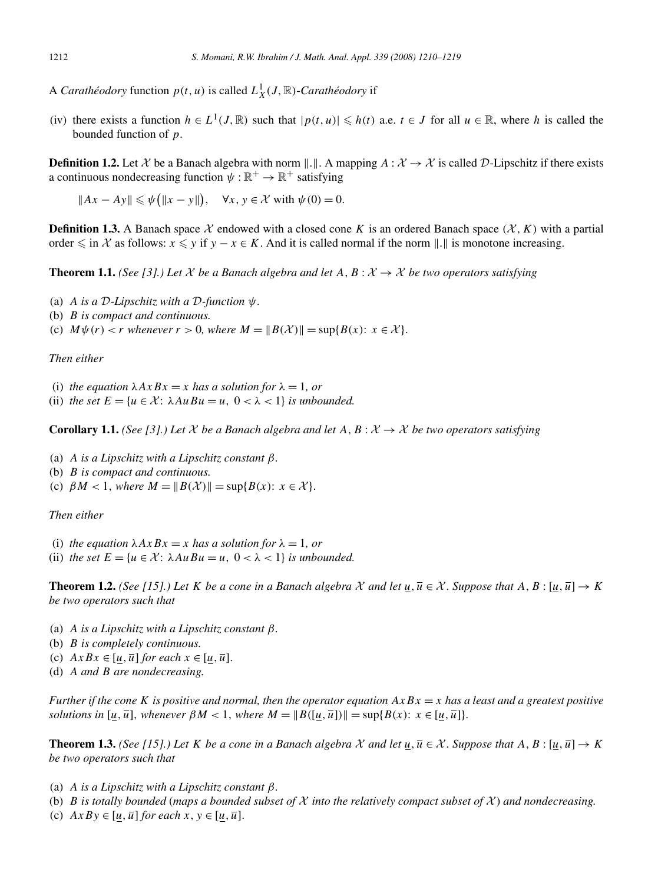A *Carathéodory* function $p(t,u)$ is called $L^1_X(J,\mathbb{R})$-*Carathéodory* if

(iv) there exists a function $h \in L^1(J,\mathbb{R})$ such that $|p(t,u)| \leqslant h(t)$ a.e. $t \in J$ for all $u \in \mathbb{R}$, where $h$ is called the bounded function of $p$.

**Definition 1.2.** Let $\mathcal{X}$ be a Banach algebra with norm $\|.\|$. A mapping $A : \mathcal{X} \to \mathcal{X}$ is called $\mathcal{D}$-Lipschitz if there exists a continuous nondecreasing function $\psi : \mathbb{R}^+ \to \mathbb{R}^+$ satisfying

$$\|Ax - Ay\| \leqslant \psi(\|x-y\|), \quad \forall x, y \in \mathcal{X} \text{ with } \psi(0) = 0.$$

**Definition 1.3.** A Banach space $\mathcal{X}$ endowed with a closed cone $K$ is an ordered Banach space $(\mathcal{X}, K)$ with a partial order $\leqslant$ in $\mathcal{X}$ as follows: $x \leqslant y$ if $y - x \in K$. And it is called normal if the norm $\|.\|$ is monotone increasing.

**Theorem 1.1.** *(See [3].) Let $\mathcal{X}$ be a Banach algebra and let $A, B : \mathcal{X} \to \mathcal{X}$ be two operators satisfying*

(a) *$A$ is a $\mathcal{D}$-Lipschitz with a $\mathcal{D}$-function $\psi$.*
(b) *$B$ is compact and continuous.*
(c) *$M\psi(r) < r$ whenever $r > 0$, where $M = \|B(\mathcal{X})\| = \sup\{B(x)\colon x \in \mathcal{X}\}$.*

*Then either*

(i) *the equation $\lambda AxBx = x$ has a solution for $\lambda = 1$, or*
(ii) *the set $E = \{u \in \mathcal{X}\colon \lambda AuBu = u,\ 0 < \lambda < 1\}$ is unbounded.*

**Corollary 1.1.** *(See [3].) Let $\mathcal{X}$ be a Banach algebra and let $A, B : \mathcal{X} \to \mathcal{X}$ be two operators satisfying*

(a) *$A$ is a Lipschitz with a Lipschitz constant $\beta$.*
(b) *$B$ is compact and continuous.*
(c) *$\beta M < 1$, where $M = \|B(\mathcal{X})\| = \sup\{B(x)\colon x \in \mathcal{X}\}$.*

*Then either*

(i) *the equation $\lambda AxBx = x$ has a solution for $\lambda = 1$, or*
(ii) *the set $E = \{u \in \mathcal{X}\colon \lambda AuBu = u,\ 0 < \lambda < 1\}$ is unbounded.*

**Theorem 1.2.** *(See [15].) Let $K$ be a cone in a Banach algebra $\mathcal{X}$ and let $\underline{u}, \overline{u} \in \mathcal{X}$. Suppose that $A, B : [\underline{u}, \overline{u}] \to K$ be two operators such that*

(a) *$A$ is a Lipschitz with a Lipschitz constant $\beta$.*
(b) *$B$ is completely continuous.*
(c) *$AxBx \in [\underline{u}, \overline{u}]$ for each $x \in [\underline{u}, \overline{u}]$.*
(d) *$A$ and $B$ are nondecreasing.*

*Further if the cone $K$ is positive and normal, then the operator equation $AxBx = x$ has a least and a greatest positive solutions in $[\underline{u}, \overline{u}]$, whenever $\beta M < 1$, where $M = \|B([\underline{u}, \overline{u}])\| = \sup\{B(x)\colon x \in [\underline{u}, \overline{u}]\}$.*

**Theorem 1.3.** *(See [15].) Let $K$ be a cone in a Banach algebra $\mathcal{X}$ and let $\underline{u}, \overline{u} \in \mathcal{X}$. Suppose that $A, B : [\underline{u}, \overline{u}] \to K$ be two operators such that*

(a) *$A$ is a Lipschitz with a Lipschitz constant $\beta$.*
(b) *$B$ is totally bounded (maps a bounded subset of $\mathcal{X}$ into the relatively compact subset of $\mathcal{X}$) and nondecreasing.*
(c) *$AxBy \in [\underline{u}, \overline{u}]$ for each $x, y \in [\underline{u}, \overline{u}]$.*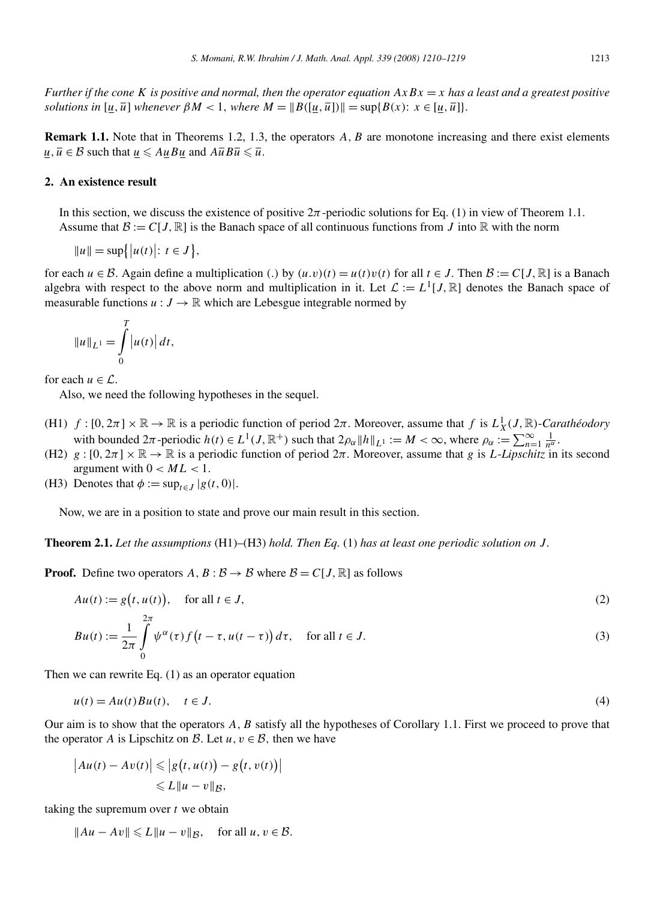*Further if the cone $K$ is positive and normal, then the operator equation $AxBx = x$ has a least and a greatest positive solutions in $[\underline{u}, \overline{u}]$ whenever $\beta M < 1$, where $M = \|B([\underline{u}, \overline{u}])\| = \sup\{B(x)\colon x \in [\underline{u}, \overline{u}]\}$.*

**Remark 1.1.** Note that in Theorems 1.2, 1.3, the operators $A$, $B$ are monotone increasing and there exist elements $\underline{u}, \overline{u} \in \mathcal{B}$ such that $\underline{u} \leqslant A\underline{u}B\underline{u}$ and $A\overline{u}B\overline{u} \leqslant \overline{u}$.

## 2. An existence result

In this section, we discuss the existence of positive $2\pi$-periodic solutions for Eq. (1) in view of Theorem 1.1. Assume that $\mathcal{B} := C[J, \mathbb{R}]$ is the Banach space of all continuous functions from $J$ into $\mathbb{R}$ with the norm

$$\|u\| = \sup\{|u(t)|\colon t \in J\},$$

for each $u \in \mathcal{B}$. Again define a multiplication (.) by $(u.v)(t) = u(t)v(t)$ for all $t \in J$. Then $\mathcal{B} := C[J, \mathbb{R}]$ is a Banach algebra with respect to the above norm and multiplication in it. Let $\mathcal{L} := L^1[J, \mathbb{R}]$ denotes the Banach space of measurable functions $u : J \to \mathbb{R}$ which are Lebesgue integrable normed by

$$\|u\|_{L^1} = \int_0^T |u(t)|\,dt,$$

for each $u \in \mathcal{L}$.

Also, we need the following hypotheses in the sequel.

- (H1) $f : [0, 2\pi] \times \mathbb{R} \to \mathbb{R}$ is a periodic function of period $2\pi$. Moreover, assume that $f$ is $L^1_X(J, \mathbb{R})$-*Carathéodory* with bounded $2\pi$-periodic $h(t) \in L^1(J, \mathbb{R}^+)$ such that $2\rho_\alpha \|h\|_{L^1} := M < \infty$, where $\rho_\alpha := \sum_{n=1}^{\infty} \frac{1}{n^\alpha}$.
- (H2) $g : [0, 2\pi] \times \mathbb{R} \to \mathbb{R}$ is a periodic function of period $2\pi$. Moreover, assume that $g$ is *L-Lipschitz* in its second argument with $0 < ML < 1$.
- (H3) Denotes that $\phi := \sup_{t \in J} |g(t, 0)|$.

Now, we are in a position to state and prove our main result in this section.

**Theorem 2.1.** *Let the assumptions* (H1)–(H3) *hold. Then Eq.* (1) *has at least one periodic solution on $J$.*

**Proof.** Define two operators $A, B : \mathcal{B} \to \mathcal{B}$ where $\mathcal{B} = C[J, \mathbb{R}]$ as follows

$$Au(t) := g\big(t, u(t)\big), \quad \text{for all } t \in J, \tag{2}$$

$$Bu(t) := \frac{1}{2\pi} \int_0^{2\pi} \psi^\alpha(\tau) f\big(t - \tau, u(t - \tau)\big)\,d\tau, \quad \text{for all } t \in J. \tag{3}$$

Then we can rewrite Eq. (1) as an operator equation

$$u(t) = Au(t)Bu(t), \quad t \in J. \tag{4}$$

Our aim is to show that the operators $A$, $B$ satisfy all the hypotheses of Corollary 1.1. First we proceed to prove that the operator $A$ is Lipschitz on $\mathcal{B}$. Let $u, v \in \mathcal{B}$, then we have

$$\begin{aligned}
\big|Au(t) - Av(t)\big| &\leqslant \big|g\big(t, u(t)\big) - g\big(t, v(t)\big)\big| \\
&\leqslant L\|u - v\|_{\mathcal{B}},
\end{aligned}$$

taking the supremum over $t$ we obtain

$$\|Au - Av\| \leqslant L\|u - v\|_{\mathcal{B}}, \quad \text{for all } u, v \in \mathcal{B}.$$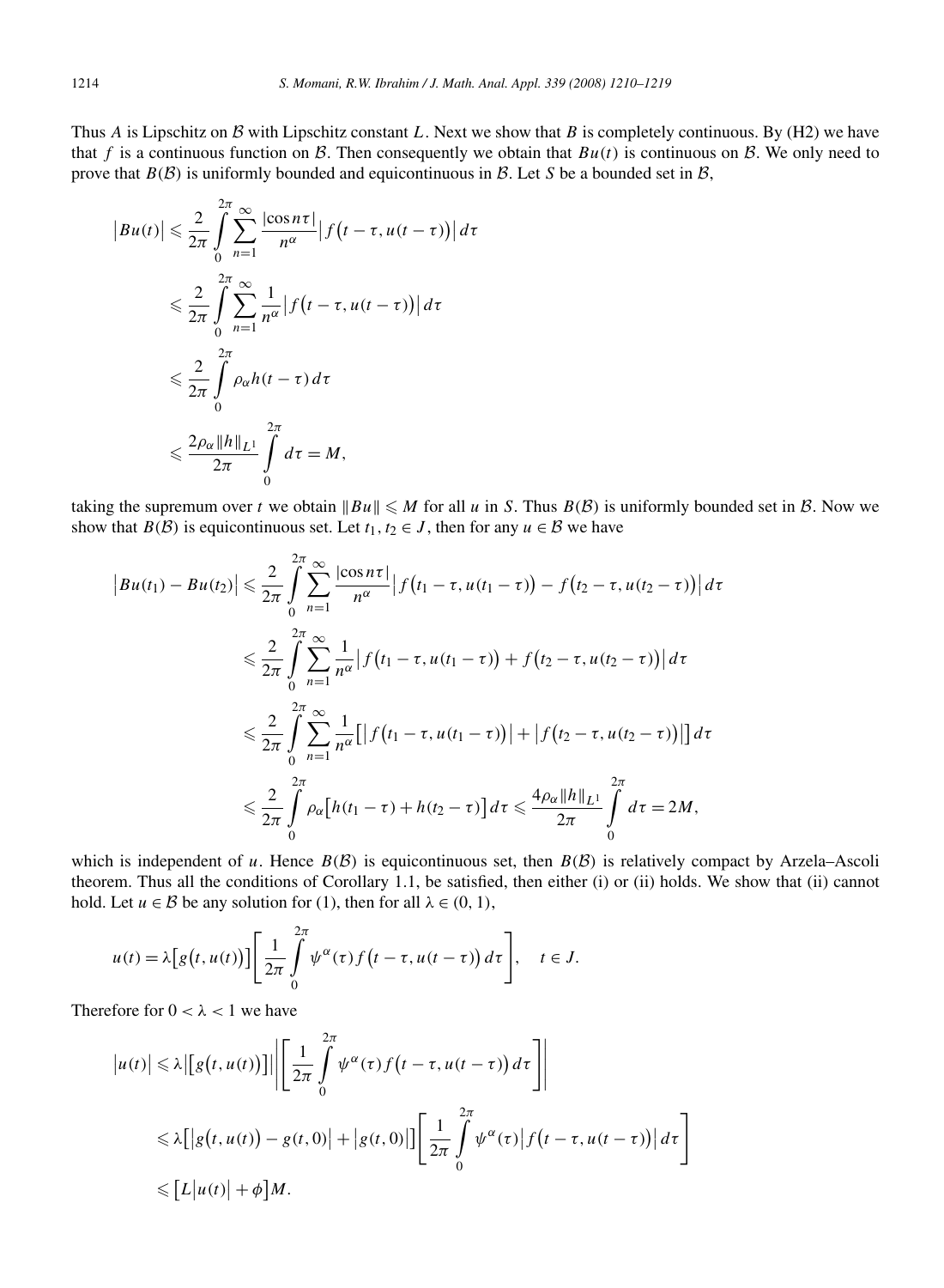Thus $A$ is Lipschitz on $\mathcal{B}$ with Lipschitz constant $L$. Next we show that $B$ is completely continuous. By (H2) we have that $f$ is a continuous function on $\mathcal{B}$. Then consequently we obtain that $Bu(t)$ is continuous on $\mathcal{B}$. We only need to prove that $B(\mathcal{B})$ is uniformly bounded and equicontinuous in $\mathcal{B}$. Let $S$ be a bounded set in $\mathcal{B}$,

$$
\begin{aligned}
\left|Bu(t)\right| &\leqslant \frac{2}{2\pi}\int_0^{2\pi}\sum_{n=1}^{\infty}\frac{|\cos n\tau|}{n^\alpha}\left|f\big(t-\tau,u(t-\tau)\big)\right|d\tau \\
&\leqslant \frac{2}{2\pi}\int_0^{2\pi}\sum_{n=1}^{\infty}\frac{1}{n^\alpha}\left|f\big(t-\tau,u(t-\tau)\big)\right|d\tau \\
&\leqslant \frac{2}{2\pi}\int_0^{2\pi}\rho_\alpha h(t-\tau)\,d\tau \\
&\leqslant \frac{2\rho_\alpha\|h\|_{L^1}}{2\pi}\int_0^{2\pi}d\tau = M,
\end{aligned}
$$

taking the supremum over $t$ we obtain $\|Bu\| \leqslant M$ for all $u$ in $S$. Thus $B(\mathcal{B})$ is uniformly bounded set in $\mathcal{B}$. Now we show that $B(\mathcal{B})$ is equicontinuous set. Let $t_1, t_2 \in J$, then for any $u \in \mathcal{B}$ we have

$$
\begin{aligned}
\left|Bu(t_1)-Bu(t_2)\right| &\leqslant \frac{2}{2\pi}\int_0^{2\pi}\sum_{n=1}^{\infty}\frac{|\cos n\tau|}{n^\alpha}\left|f\big(t_1-\tau,u(t_1-\tau)\big)-f\big(t_2-\tau,u(t_2-\tau)\big)\right|d\tau \\
&\leqslant \frac{2}{2\pi}\int_0^{2\pi}\sum_{n=1}^{\infty}\frac{1}{n^\alpha}\left|f\big(t_1-\tau,u(t_1-\tau)\big)+f\big(t_2-\tau,u(t_2-\tau)\big)\right|d\tau \\
&\leqslant \frac{2}{2\pi}\int_0^{2\pi}\sum_{n=1}^{\infty}\frac{1}{n^\alpha}\left[\left|f\big(t_1-\tau,u(t_1-\tau)\big)\right|+\left|f\big(t_2-\tau,u(t_2-\tau)\big)\right|\right]d\tau \\
&\leqslant \frac{2}{2\pi}\int_0^{2\pi}\rho_\alpha\big[h(t_1-\tau)+h(t_2-\tau)\big]d\tau \leqslant \frac{4\rho_\alpha\|h\|_{L^1}}{2\pi}\int_0^{2\pi}d\tau = 2M,
\end{aligned}
$$

which is independent of $u$. Hence $B(\mathcal{B})$ is equicontinuous set, then $B(\mathcal{B})$ is relatively compact by Arzela–Ascoli theorem. Thus all the conditions of Corollary 1.1, be satisfied, then either (i) or (ii) holds. We show that (ii) cannot hold. Let $u \in \mathcal{B}$ be any solution for (1), then for all $\lambda \in (0,1)$,

$$
u(t) = \lambda\big[g\big(t,u(t)\big)\big]\left[\frac{1}{2\pi}\int_0^{2\pi}\psi^\alpha(\tau)f\big(t-\tau,u(t-\tau)\big)\,d\tau\right], \quad t \in J.
$$

Therefore for $0 < \lambda < 1$ we have

$$
\begin{aligned}
\left|u(t)\right| &\leqslant \lambda\left|\big[g\big(t,u(t)\big)\big]\right|\left|\left[\frac{1}{2\pi}\int_0^{2\pi}\psi^\alpha(\tau)f\big(t-\tau,u(t-\tau)\big)\,d\tau\right]\right| \\
&\leqslant \lambda\left[\left|g\big(t,u(t)\big)-g(t,0)\right|+\left|g(t,0)\right|\right]\left[\frac{1}{2\pi}\int_0^{2\pi}\psi^\alpha(\tau)\left|f\big(t-\tau,u(t-\tau)\big)\right|d\tau\right] \\
&\leqslant \left[L\left|u(t)\right|+\phi\right]M.
\end{aligned}
$$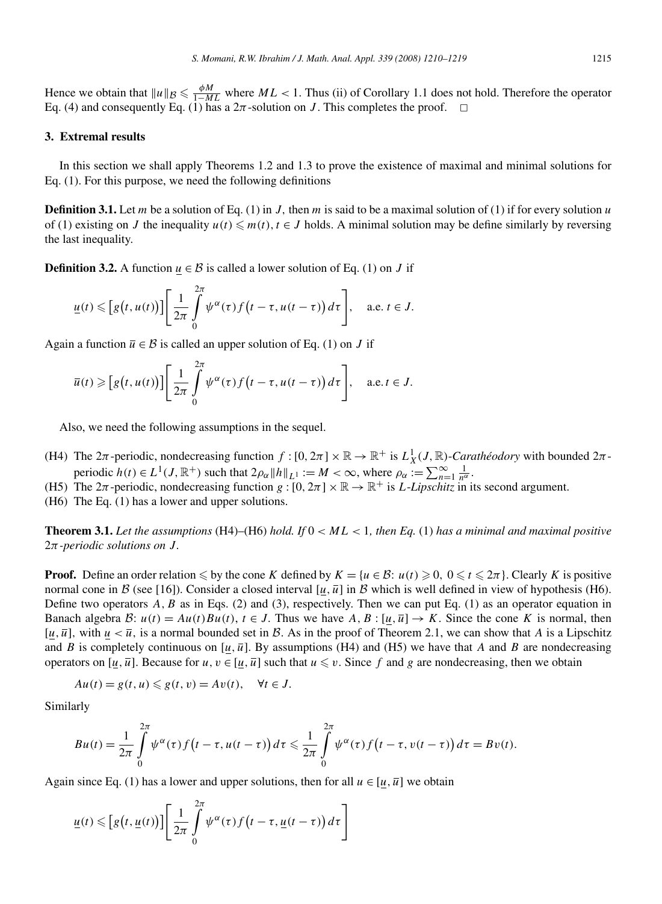Hence we obtain that $\|u\|_{\mathcal{B}} \leqslant \frac{\phi M}{1-ML}$ where $ML < 1$. Thus (ii) of Corollary 1.1 does not hold. Therefore the operator Eq. (4) and consequently Eq. (1) has a $2\pi$-solution on $J$. This completes the proof. $\square$

## 3. Extremal results

In this section we shall apply Theorems 1.2 and 1.3 to prove the existence of maximal and minimal solutions for Eq. (1). For this purpose, we need the following definitions

**Definition 3.1.** Let $m$ be a solution of Eq. (1) in $J$, then $m$ is said to be a maximal solution of (1) if for every solution $u$ of (1) existing on $J$ the inequality $u(t) \leqslant m(t)$, $t \in J$ holds. A minimal solution may be define similarly by reversing the last inequality.

**Definition 3.2.** A function $\underline{u} \in \mathcal{B}$ is called a lower solution of Eq. (1) on $J$ if

$$\underline{u}(t) \leqslant \left[g\big(t, u(t)\big)\right]\left[\frac{1}{2\pi}\int_0^{2\pi} \psi^{\alpha}(\tau) f\big(t-\tau, u(t-\tau)\big)\, d\tau\right], \quad \text{a.e. } t \in J.$$

Again a function $\overline{u} \in \mathcal{B}$ is called an upper solution of Eq. (1) on $J$ if

$$\overline{u}(t) \geqslant \left[g\big(t, u(t)\big)\right]\left[\frac{1}{2\pi}\int_0^{2\pi} \psi^{\alpha}(\tau) f\big(t-\tau, u(t-\tau)\big)\, d\tau\right], \quad \text{a.e. } t \in J.$$

Also, we need the following assumptions in the sequel.

- (H4) The $2\pi$-periodic, nondecreasing function $f : [0, 2\pi] \times \mathbb{R} \to \mathbb{R}^+$ is $L^1_X(J, \mathbb{R})$-*Carathéodory* with bounded $2\pi$-periodic $h(t) \in L^1(J, \mathbb{R}^+)$ such that $2\rho_\alpha \|h\|_{L^1} := M < \infty$, where $\rho_\alpha := \sum_{n=1}^{\infty} \frac{1}{n^\alpha}$.
- (H5) The $2\pi$-periodic, nondecreasing function $g : [0, 2\pi] \times \mathbb{R} \to \mathbb{R}^+$ is *L-Lipschitz* in its second argument.
- (H6) The Eq. (1) has a lower and upper solutions.

**Theorem 3.1.** *Let the assumptions* (H4)–(H6) *hold. If* $0 < ML < 1$*, then Eq.* (1) *has a minimal and maximal positive* $2\pi$*-periodic solutions on* $J$.

**Proof.** Define an order relation $\leqslant$ by the cone $K$ defined by $K = \{u \in \mathcal{B}\colon u(t) \geqslant 0,\ 0 \leqslant t \leqslant 2\pi\}$. Clearly $K$ is positive normal cone in $\mathcal{B}$ (see [16]). Consider a closed interval $[\underline{u}, \overline{u}]$ in $\mathcal{B}$ which is well defined in view of hypothesis (H6). Define two operators $A$, $B$ as in Eqs. (2) and (3), respectively. Then we can put Eq. (1) as an operator equation in Banach algebra $\mathcal{B}$: $u(t) = Au(t)Bu(t)$, $t \in J$. Thus we have $A, B : [\underline{u}, \overline{u}] \to K$. Since the cone $K$ is normal, then $[\underline{u}, \overline{u}]$, with $\underline{u} < \overline{u}$, is a normal bounded set in $\mathcal{B}$. As in the proof of Theorem 2.1, we can show that $A$ is a Lipschitz and $B$ is completely continuous on $[\underline{u}, \overline{u}]$. By assumptions (H4) and (H5) we have that $A$ and $B$ are nondecreasing operators on $[\underline{u}, \overline{u}]$. Because for $u, v \in [\underline{u}, \overline{u}]$ such that $u \leqslant v$. Since $f$ and $g$ are nondecreasing, then we obtain

$$Au(t) = g(t, u) \leqslant g(t, v) = Av(t), \quad \forall t \in J.$$

Similarly

$$Bu(t) = \frac{1}{2\pi}\int_0^{2\pi} \psi^{\alpha}(\tau) f\big(t-\tau, u(t-\tau)\big)\, d\tau \leqslant \frac{1}{2\pi}\int_0^{2\pi} \psi^{\alpha}(\tau) f\big(t-\tau, v(t-\tau)\big)\, d\tau = Bv(t).$$

Again since Eq. (1) has a lower and upper solutions, then for all $u \in [\underline{u}, \overline{u}]$ we obtain

$$\underline{u}(t) \leqslant \left[g\big(t, \underline{u}(t)\big)\right]\left[\frac{1}{2\pi}\int_0^{2\pi} \psi^{\alpha}(\tau) f\big(t-\tau, \underline{u}(t-\tau)\big)\, d\tau\right]$$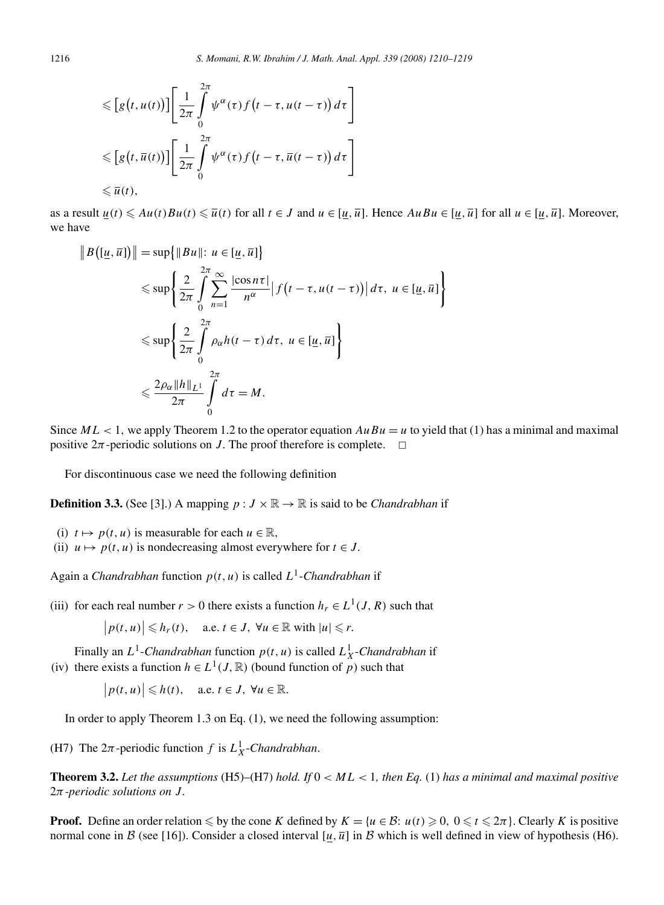$$
\begin{aligned}
&\leqslant \big[g\big(t,u(t)\big)\big]\left[\frac{1}{2\pi}\int_0^{2\pi}\psi^{\alpha}(\tau)f\big(t-\tau,u(t-\tau)\big)\,d\tau\right]\\
&\leqslant \big[g\big(t,\overline{u}(t)\big)\big]\left[\frac{1}{2\pi}\int_0^{2\pi}\psi^{\alpha}(\tau)f\big(t-\tau,\overline{u}(t-\tau)\big)\,d\tau\right]\\
&\leqslant \overline{u}(t),
\end{aligned}
$$

as a result $\underline{u}(t) \leqslant Au(t)Bu(t) \leqslant \overline{u}(t)$ for all $t \in J$ and $u \in [\underline{u}, \overline{u}]$. Hence $AuBu \in [\underline{u}, \overline{u}]$ for all $u \in [\underline{u}, \overline{u}]$. Moreover, we have

$$
\begin{aligned}
\big\| B\big([\underline{u},\overline{u}]\big)\big\| &= \sup\big\{\|Bu\|:\ u \in [\underline{u},\overline{u}]\big\}\\
&\leqslant \sup\left\{\frac{2}{2\pi}\int_0^{2\pi}\sum_{n=1}^{\infty}\frac{|\cos n\tau|}{n^{\alpha}}\big|f\big(t-\tau,u(t-\tau)\big)\big|\,d\tau,\ u \in [\underline{u},\overline{u}]\right\}\\
&\leqslant \sup\left\{\frac{2}{2\pi}\int_0^{2\pi}\rho_{\alpha}h(t-\tau)\,d\tau,\ u \in [\underline{u},\overline{u}]\right\}\\
&\leqslant \frac{2\rho_{\alpha}\|h\|_{L^1}}{2\pi}\int_0^{2\pi}d\tau = M.
\end{aligned}
$$

Since $ML < 1$, we apply Theorem 1.2 to the operator equation $AuBu = u$ to yield that (1) has a minimal and maximal positive $2\pi$-periodic solutions on $J$. The proof therefore is complete. $\square$

For discontinuous case we need the following definition

**Definition 3.3.** (See [3].) A mapping $p : J \times \mathbb{R} \to \mathbb{R}$ is said to be *Chandrabhan* if

(i) $t \mapsto p(t, u)$ is measurable for each $u \in \mathbb{R}$,
(ii) $u \mapsto p(t, u)$ is nondecreasing almost everywhere for $t \in J$.

Again a *Chandrabhan* function $p(t, u)$ is called $L^1$-*Chandrabhan* if

(iii) for each real number $r > 0$ there exists a function $h_r \in L^1(J, R)$ such that

$$\big|p(t,u)\big| \leqslant h_r(t), \quad \text{a.e. } t \in J,\ \forall u \in \mathbb{R} \text{ with } |u| \leqslant r.$$

Finally an $L^1$-*Chandrabhan* function $p(t, u)$ is called $L^1_X$-*Chandrabhan* if
(iv) there exists a function $h \in L^1(J, \mathbb{R})$ (bound function of $p$) such that

$$\big|p(t,u)\big| \leqslant h(t), \quad \text{a.e. } t \in J,\ \forall u \in \mathbb{R}.$$

In order to apply Theorem 1.3 on Eq. (1), we need the following assumption:

(H7) The $2\pi$-periodic function $f$ is $L^1_X$-*Chandrabhan*.

**Theorem 3.2.** *Let the assumptions* (H5)–(H7) *hold. If* $0 < ML < 1$*, then Eq.* (1) *has a minimal and maximal positive* $2\pi$*-periodic solutions on* $J$.

**Proof.** Define an order relation $\leqslant$ by the cone $K$ defined by $K = \{u \in \mathcal{B}:\ u(t) \geqslant 0,\ 0 \leqslant t \leqslant 2\pi\}$. Clearly $K$ is positive normal cone in $\mathcal{B}$ (see [16]). Consider a closed interval $[\underline{u}, \overline{u}]$ in $\mathcal{B}$ which is well defined in view of hypothesis (H6).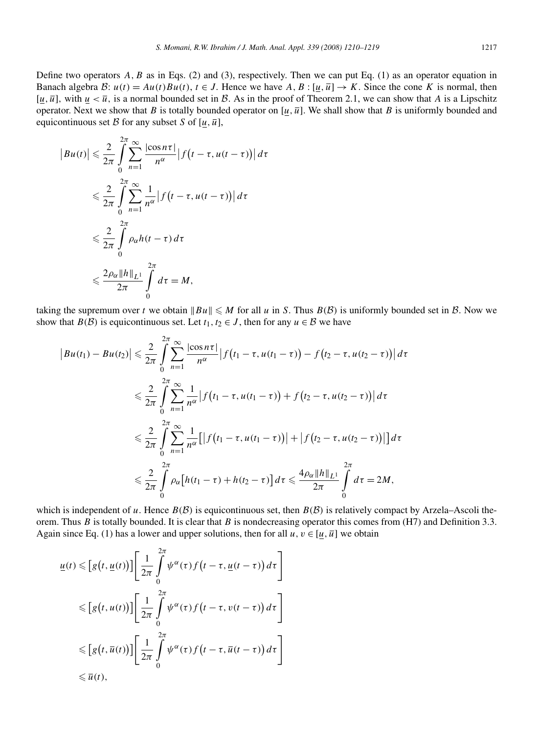Define two operators $A, B$ as in Eqs. (2) and (3), respectively. Then we can put Eq. (1) as an operator equation in Banach algebra $\mathcal{B}$: $u(t) = Au(t)Bu(t)$, $t \in J$. Hence we have $A, B : [\underline{u}, \overline{u}] \to K$. Since the cone $K$ is normal, then $[\underline{u}, \overline{u}]$, with $\underline{u} < \overline{u}$, is a normal bounded set in $\mathcal{B}$. As in the proof of Theorem 2.1, we can show that $A$ is a Lipschitz operator. Next we show that $B$ is totally bounded operator on $[\underline{u}, \overline{u}]$. We shall show that $B$ is uniformly bounded and equicontinuous set $\mathcal{B}$ for any subset $S$ of $[\underline{u}, \overline{u}]$,

$$
\begin{aligned}
\left|Bu(t)\right| &\leqslant \frac{2}{2\pi}\int_0^{2\pi}\sum_{n=1}^{\infty}\frac{|\cos n\tau|}{n^\alpha}\left|f\big(t-\tau, u(t-\tau)\big)\right|d\tau \\
&\leqslant \frac{2}{2\pi}\int_0^{2\pi}\sum_{n=1}^{\infty}\frac{1}{n^\alpha}\left|f\big(t-\tau, u(t-\tau)\big)\right|d\tau \\
&\leqslant \frac{2}{2\pi}\int_0^{2\pi}\rho_\alpha h(t-\tau)\,d\tau \\
&\leqslant \frac{2\rho_\alpha\|h\|_{L^1}}{2\pi}\int_0^{2\pi}d\tau = M,
\end{aligned}
$$

taking the supremum over $t$ we obtain $\|Bu\| \leqslant M$ for all $u$ in $S$. Thus $B(\mathcal{B})$ is uniformly bounded set in $\mathcal{B}$. Now we show that $B(\mathcal{B})$ is equicontinuous set. Let $t_1, t_2 \in J$, then for any $u \in \mathcal{B}$ we have

$$
\begin{aligned}
\left|Bu(t_1) - Bu(t_2)\right| &\leqslant \frac{2}{2\pi}\int_0^{2\pi}\sum_{n=1}^{\infty}\frac{|\cos n\tau|}{n^\alpha}\left|f\big(t_1-\tau, u(t_1-\tau)\big) - f\big(t_2-\tau, u(t_2-\tau)\big)\right|d\tau \\
&\leqslant \frac{2}{2\pi}\int_0^{2\pi}\sum_{n=1}^{\infty}\frac{1}{n^\alpha}\left|f\big(t_1-\tau, u(t_1-\tau)\big) + f\big(t_2-\tau, u(t_2-\tau)\big)\right|d\tau \\
&\leqslant \frac{2}{2\pi}\int_0^{2\pi}\sum_{n=1}^{\infty}\frac{1}{n^\alpha}\Big[\left|f\big(t_1-\tau, u(t_1-\tau)\big)\right| + \left|f\big(t_2-\tau, u(t_2-\tau)\big)\right|\Big]d\tau \\
&\leqslant \frac{2}{2\pi}\int_0^{2\pi}\rho_\alpha\big[h(t_1-\tau) + h(t_2-\tau)\big]d\tau \leqslant \frac{4\rho_\alpha\|h\|_{L^1}}{2\pi}\int_0^{2\pi}d\tau = 2M,
\end{aligned}
$$

which is independent of $u$. Hence $B(\mathcal{B})$ is equicontinuous set, then $B(\mathcal{B})$ is relatively compact by Arzela–Ascoli theorem. Thus $B$ is totally bounded. It is clear that $B$ is nondecreasing operator this comes from (H7) and Definition 3.3. Again since Eq. (1) has a lower and upper solutions, then for all $u, v \in [\underline{u}, \overline{u}]$ we obtain

$$
\begin{aligned}
\underline{u}(t) &\leqslant \big[g\big(t, \underline{u}(t)\big)\big]\left[\frac{1}{2\pi}\int_0^{2\pi}\psi^\alpha(\tau) f\big(t-\tau, \underline{u}(t-\tau)\big)\,d\tau\right] \\
&\leqslant \big[g\big(t, u(t)\big)\big]\left[\frac{1}{2\pi}\int_0^{2\pi}\psi^\alpha(\tau) f\big(t-\tau, v(t-\tau)\big)\,d\tau\right] \\
&\leqslant \big[g\big(t, \overline{u}(t)\big)\big]\left[\frac{1}{2\pi}\int_0^{2\pi}\psi^\alpha(\tau) f\big(t-\tau, \overline{u}(t-\tau)\big)\,d\tau\right] \\
&\leqslant \overline{u}(t),
\end{aligned}
$$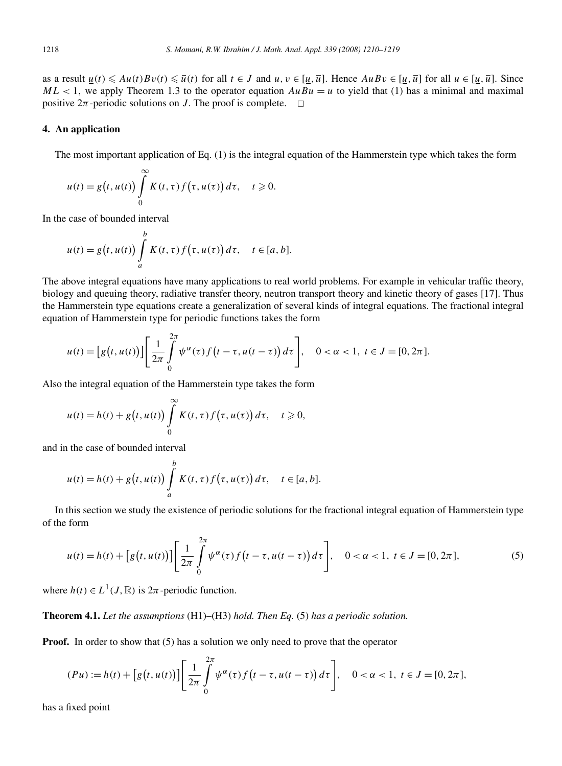as a result $\underline{u}(t) \leqslant Au(t)Bv(t) \leqslant \overline{u}(t)$ for all $t \in J$ and $u, v \in [\underline{u}, \overline{u}]$. Hence $AuBv \in [\underline{u}, \overline{u}]$ for all $u \in [\underline{u}, \overline{u}]$. Since $ML < 1$, we apply Theorem 1.3 to the operator equation $AuBu = u$ to yield that (1) has a minimal and maximal positive $2\pi$-periodic solutions on $J$. The proof is complete. □

## 4. An application

The most important application of Eq. (1) is the integral equation of the Hammerstein type which takes the form

$$u(t) = g\big(t, u(t)\big) \int_0^\infty K(t, \tau) f\big(\tau, u(\tau)\big)\, d\tau, \quad t \geqslant 0.$$

In the case of bounded interval

$$u(t) = g\big(t, u(t)\big) \int_a^b K(t, \tau) f\big(\tau, u(\tau)\big)\, d\tau, \quad t \in [a, b].$$

The above integral equations have many applications to real world problems. For example in vehicular traffic theory, biology and queuing theory, radiative transfer theory, neutron transport theory and kinetic theory of gases [17]. Thus the Hammerstein type equations create a generalization of several kinds of integral equations. The fractional integral equation of Hammerstein type for periodic functions takes the form

$$u(t) = \big[g\big(t, u(t)\big)\big]\left[\frac{1}{2\pi}\int_0^{2\pi} \psi^\alpha(\tau) f\big(t - \tau, u(t - \tau)\big)\, d\tau\right], \quad 0 < \alpha < 1,\ t \in J = [0, 2\pi].$$

Also the integral equation of the Hammerstein type takes the form

$$u(t) = h(t) + g\big(t, u(t)\big) \int_0^\infty K(t, \tau) f\big(\tau, u(\tau)\big)\, d\tau, \quad t \geqslant 0,$$

and in the case of bounded interval

$$u(t) = h(t) + g\big(t, u(t)\big) \int_a^b K(t, \tau) f\big(\tau, u(\tau)\big)\, d\tau, \quad t \in [a, b].$$

In this section we study the existence of periodic solutions for the fractional integral equation of Hammerstein type of the form

$$u(t) = h(t) + \big[g\big(t, u(t)\big)\big]\left[\frac{1}{2\pi}\int_0^{2\pi} \psi^\alpha(\tau) f\big(t - \tau, u(t - \tau)\big)\, d\tau\right], \quad 0 < \alpha < 1,\ t \in J = [0, 2\pi], \tag{5}$$

where $h(t) \in L^1(J, \mathbb{R})$ is $2\pi$-periodic function.

**Theorem 4.1.** *Let the assumptions* (H1)–(H3) *hold. Then Eq.* (5) *has a periodic solution.*

**Proof.** In order to show that (5) has a solution we only need to prove that the operator

$$(Pu) := h(t) + \big[g\big(t, u(t)\big)\big]\left[\frac{1}{2\pi}\int_0^{2\pi} \psi^\alpha(\tau) f\big(t - \tau, u(t - \tau)\big)\, d\tau\right], \quad 0 < \alpha < 1,\ t \in J = [0, 2\pi],$$

has a fixed point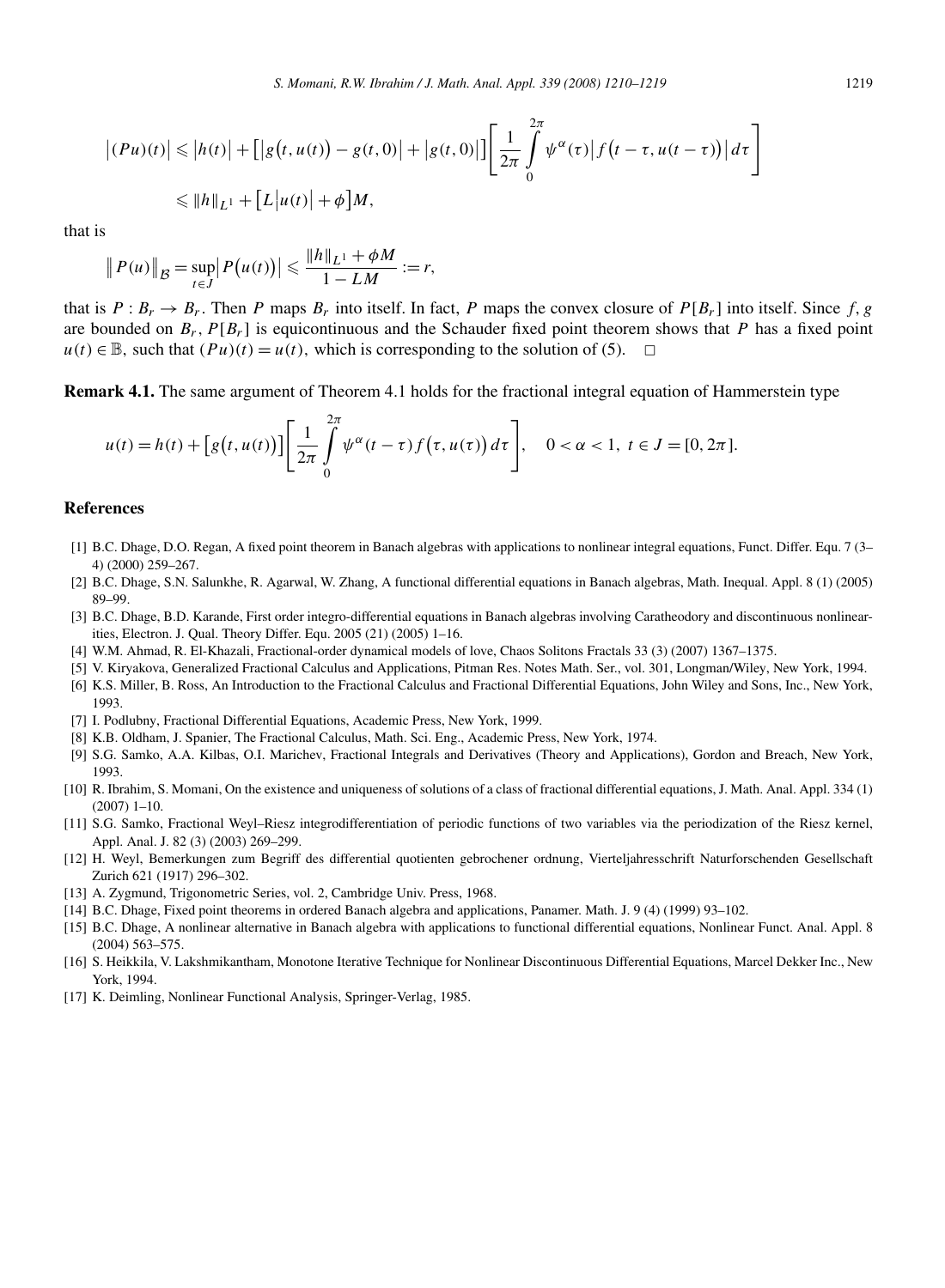$$
\begin{aligned}
\left|(Pu)(t)\right| &\leqslant \left|h(t)\right| + \left[\left|g\big(t,u(t)\big) - g(t,0)\right| + \left|g(t,0)\right|\right]\left[\frac{1}{2\pi}\int_0^{2\pi} \psi^{\alpha}(\tau)\left|f\big(t-\tau, u(t-\tau)\big)\right| d\tau\right] \\
&\leqslant \|h\|_{L^1} + \left[L\left|u(t)\right| + \phi\right]M,
\end{aligned}
$$

that is

$$
\left\| P(u)\right\|_{\mathcal{B}} = \sup_{t\in J}\left|P\big(u(t)\big)\right| \leqslant \frac{\|h\|_{L^1} + \phi M}{1 - LM} := r,
$$

that is $P : B_r \to B_r$. Then $P$ maps $B_r$ into itself. In fact, $P$ maps the convex closure of $P[B_r]$ into itself. Since $f, g$ are bounded on $B_r$, $P[B_r]$ is equicontinuous and the Schauder fixed point theorem shows that $P$ has a fixed point $u(t) \in \mathbb{B}$, such that $(Pu)(t) = u(t)$, which is corresponding to the solution of (5). $\square$

**Remark 4.1.** The same argument of Theorem 4.1 holds for the fractional integral equation of Hammerstein type

$$
u(t) = h(t) + \left[g\big(t, u(t)\big)\right]\left[\frac{1}{2\pi}\int_0^{2\pi} \psi^{\alpha}(t-\tau) f\big(\tau, u(\tau)\big)\, d\tau\right], \quad 0 < \alpha < 1,\ t \in J = [0, 2\pi].
$$

## References

[1] B.C. Dhage, D.O. Regan, A fixed point theorem in Banach algebras with applications to nonlinear integral equations, Funct. Differ. Equ. 7 (3–4) (2000) 259–267.

[2] B.C. Dhage, S.N. Salunkhe, R. Agarwal, W. Zhang, A functional differential equations in Banach algebras, Math. Inequal. Appl. 8 (1) (2005) 89–99.

[3] B.C. Dhage, B.D. Karande, First order integro-differential equations in Banach algebras involving Caratheodory and discontinuous nonlinearities, Electron. J. Qual. Theory Differ. Equ. 2005 (21) (2005) 1–16.

[4] W.M. Ahmad, R. El-Khazali, Fractional-order dynamical models of love, Chaos Solitons Fractals 33 (3) (2007) 1367–1375.

[5] V. Kiryakova, Generalized Fractional Calculus and Applications, Pitman Res. Notes Math. Ser., vol. 301, Longman/Wiley, New York, 1994.

[6] K.S. Miller, B. Ross, An Introduction to the Fractional Calculus and Fractional Differential Equations, John Wiley and Sons, Inc., New York, 1993.

[7] I. Podlubny, Fractional Differential Equations, Academic Press, New York, 1999.

[8] K.B. Oldham, J. Spanier, The Fractional Calculus, Math. Sci. Eng., Academic Press, New York, 1974.

[9] S.G. Samko, A.A. Kilbas, O.I. Marichev, Fractional Integrals and Derivatives (Theory and Applications), Gordon and Breach, New York, 1993.

[10] R. Ibrahim, S. Momani, On the existence and uniqueness of solutions of a class of fractional differential equations, J. Math. Anal. Appl. 334 (1) (2007) 1–10.

[11] S.G. Samko, Fractional Weyl–Riesz integrodifferentiation of periodic functions of two variables via the periodization of the Riesz kernel, Appl. Anal. J. 82 (3) (2003) 269–299.

[12] H. Weyl, Bemerkungen zum Begriff des differential quotienten gebrochener ordnung, Vierteljahresschrift Naturforschenden Gesellschaft Zurich 621 (1917) 296–302.

[13] A. Zygmund, Trigonometric Series, vol. 2, Cambridge Univ. Press, 1968.

[14] B.C. Dhage, Fixed point theorems in ordered Banach algebra and applications, Panamer. Math. J. 9 (4) (1999) 93–102.

[15] B.C. Dhage, A nonlinear alternative in Banach algebra with applications to functional differential equations, Nonlinear Funct. Anal. Appl. 8 (2004) 563–575.

[16] S. Heikkila, V. Lakshmikantham, Monotone Iterative Technique for Nonlinear Discontinuous Differential Equations, Marcel Dekker Inc., New York, 1994.

[17] K. Deimling, Nonlinear Functional Analysis, Springer-Verlag, 1985.